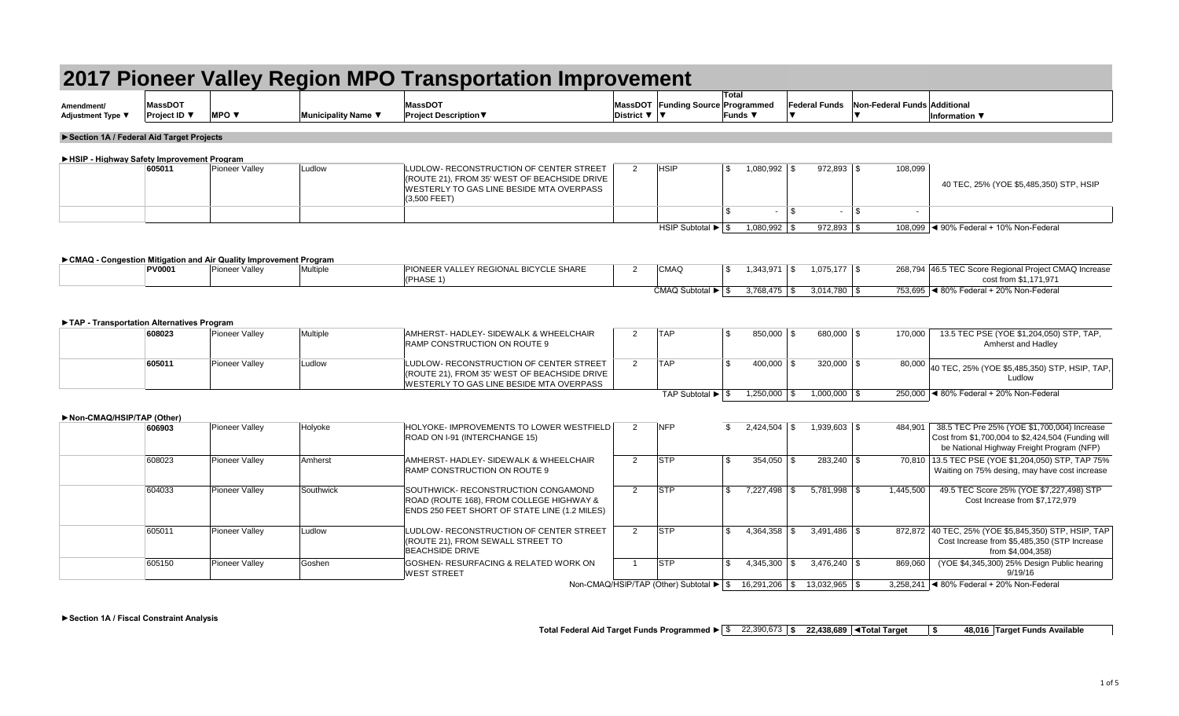# 2017 Pioneer Valley Region MPO Transportation Improvement

| Amendment/ Adjustment Type ▼ | MassDOT Project ID ▼ | MPO ▼ | Municipality Name ▼ | MassDOT Project Description▼ | MassDOT District ▼ | Funding Source ▼ | Total Programmed Funds ▼ | Federal Funds ▼ | Non-Federal Funds ▼ | Additional Information ▼ |
|---|---|---|---|---|---|---|---|---|---|---|
| **►Section 1A / Federal Aid Target Projects** | | | | | | | | | | |
| **►HSIP - Highway Safety Improvement Program** | | | | | | | | | | |
| | 605011 | Pioneer Valley | Ludlow | LUDLOW- RECONSTRUCTION OF CENTER STREET (ROUTE 21), FROM 35' WEST OF BEACHSIDE DRIVE WESTERLY TO GAS LINE BESIDE MTA OVERPASS (3,500 FEET) | 2 | HSIP | $ 1,080,992 | $ 972,893 | $ 108,099 | 40 TEC, 25% (YOE $5,485,350) STP, HSIP |
| | | | | | | | $ - | $ - | $ - | |
| | | | | | | HSIP Subtotal ► | $ 1,080,992 | $ 972,893 | $ 108,099 | ◄ 90% Federal + 10% Non-Federal |
| **►CMAQ - Congestion Mitigation and Air Quality Improvement Program** | | | | | | | | | | |
| | PV0001 | Pioneer Valley | Multiple | PIONEER VALLEY REGIONAL BICYCLE SHARE (PHASE 1) | 2 | CMAQ | $ 1,343,971 | $ 1,075,177 | $ 268,794 | 46.5 TEC Score Regional Project CMAQ Increase cost from $1,171,971 |
| | | | | | | CMAQ Subtotal ► | $ 3,768,475 | $ 3,014,780 | $ 753,695 | ◄ 80% Federal + 20% Non-Federal |
| **►TAP - Transportation Alternatives Program** | | | | | | | | | | |
| | 608023 | Pioneer Valley | Multiple | AMHERST- HADLEY- SIDEWALK & WHEELCHAIR RAMP CONSTRUCTION ON ROUTE 9 | 2 | TAP | $ 850,000 | $ 680,000 | $ 170,000 | 13.5 TEC PSE (YOE $1,204,050) STP, TAP, Amherst and Hadley |
| | 605011 | Pioneer Valley | Ludlow | LUDLOW- RECONSTRUCTION OF CENTER STREET (ROUTE 21), FROM 35' WEST OF BEACHSIDE DRIVE WESTERLY TO GAS LINE BESIDE MTA OVERPASS | 2 | TAP | $ 400,000 | $ 320,000 | $ 80,000 | 40 TEC, 25% (YOE $5,485,350) STP, HSIP, TAP, Ludlow |
| | | | | | | TAP Subtotal ► | $ 1,250,000 | $ 1,000,000 | $ 250,000 | ◄ 80% Federal + 20% Non-Federal |
| **►Non-CMAQ/HSIP/TAP (Other)** | | | | | | | | | | |
| | 606903 | Pioneer Valley | Holyoke | HOLYOKE- IMPROVEMENTS TO LOWER WESTFIELD ROAD ON I-91 (INTERCHANGE 15) | 2 | NFP | $ 2,424,504 | $ 1,939,603 | $ 484,901 | 38.5 TEC Pre 25% (YOE $1,700,004) Increase Cost from $1,700,004 to $2,424,504 (Funding will be National Highway Freight Program (NFP) |
| | 608023 | Pioneer Valley | Amherst | AMHERST- HADLEY- SIDEWALK & WHEELCHAIR RAMP CONSTRUCTION ON ROUTE 9 | 2 | STP | $ 354,050 | $ 283,240 | $ 70,810 | 13.5 TEC PSE (YOE $1,204,050) STP, TAP 75% Waiting on 75% desing, may have cost increase |
| | 604033 | Pioneer Valley | Southwick | SOUTHWICK- RECONSTRUCTION CONGAMOND ROAD (ROUTE 168), FROM COLLEGE HIGHWAY & ENDS 250 FEET SHORT OF STATE LINE (1.2 MILES) | 2 | STP | $ 7,227,498 | $ 5,781,998 | $ 1,445,500 | 49.5 TEC Score 25% (YOE $7,227,498) STP Cost Increase from $7,172,979 |
| | 605011 | Pioneer Valley | Ludlow | LUDLOW- RECONSTRUCTION OF CENTER STREET (ROUTE 21), FROM SEWALL STREET TO BEACHSIDE DRIVE | 2 | STP | $ 4,364,358 | $ 3,491,486 | $ 872,872 | 40 TEC, 25% (YOE $5,845,350) STP, HSIP, TAP Cost Increase from $5,485,350 (STP Increase from $4,004,358) |
| | 605150 | Pioneer Valley | Goshen | GOSHEN- RESURFACING & RELATED WORK ON WEST STREET | 1 | STP | $ 4,345,300 | $ 3,476,240 | $ 869,060 | (YOE $4,345,300) 25% Design Public hearing 9/19/16 |
| | | | | | | Non-CMAQ/HSIP/TAP (Other) Subtotal ► | $ 16,291,206 | $ 13,032,965 | $ 3,258,241 | ◄ 80% Federal + 20% Non-Federal |

**►Section 1A / Fiscal Constraint Analysis**

| | | | | |
|---|---|---|---|---|
| Total Federal Aid Target Funds Programmed ► | $ 22,390,673 | **$ 22,438,689** | **◄Total Target** | **$ 48,016 Target Funds Available** |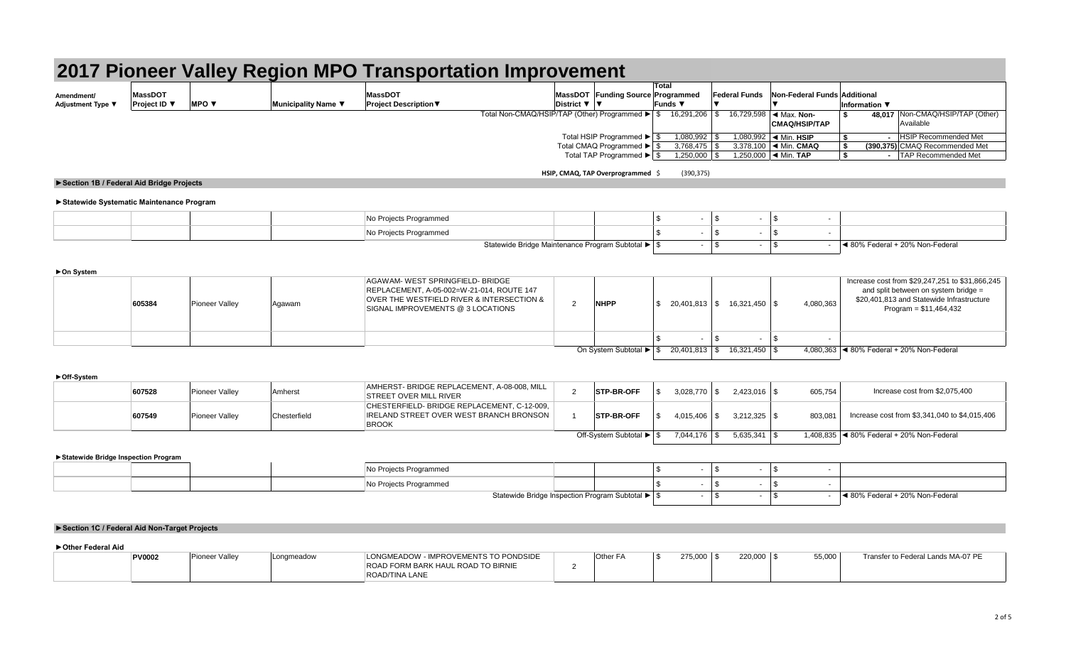# 2017 Pioneer Valley Region MPO Transportation Improvement

| Amendment/ Adjustment Type ▼ | MassDOT Project ID ▼ | MPO ▼ | Municipality Name ▼ | MassDOT Project Description▼ | MassDOT District ▼ | Funding Source ▼ | Total Programmed Funds ▼ | Federal Funds ▼ | Non-Federal Funds ▼ | Additional Information ▼ | |
|---|---|---|---|---|---|---|---|---|---|---|---|
| | | | | Total Non-CMAQ/HSIP/TAP (Other) Programmed ► | | | $ 16,291,206 | $ 16,729,598 | ◄ Max. Non-CMAQ/HSIP/TAP | $ 48,017 | Non-CMAQ/HSIP/TAP (Other) Available |
| | | | | Total HSIP Programmed ► | | | $ 1,080,992 | $ 1,080,992 | ◄ Min. HSIP | $ - | HSIP Recommended Met |
| | | | | Total CMAQ Programmed ► | | | $ 3,768,475 | $ 3,378,100 | ◄ Min. CMAQ | $ (390,375) | CMAQ Recommended Met |
| | | | | Total TAP Programmed ► | | | $ 1,250,000 | $ 1,250,000 | ◄ Min. TAP | $ - | TAP Recommended Met |
| | | | | HSIP, CMAQ, TAP Overprogrammed | | | $ (390,375) | | | | |

**►Section 1B / Federal Aid Bridge Projects**

**►Statewide Systematic Maintenance Program**

| Amendment/ Adjustment Type | MassDOT Project ID | MPO | Municipality Name | MassDOT Project Description | MassDOT District | Funding Source | Total Programmed Funds | Federal Funds | Non-Federal Funds | Additional Information |
|---|---|---|---|---|---|---|---|---|---|---|
| | | | | No Projects Programmed | | | $ - | $ - | $ - | |
| | | | | No Projects Programmed | | | $ - | $ - | $ - | |
| | | | | Statewide Bridge Maintenance Program Subtotal ► | | | $ - | $ - | $ - | ◄ 80% Federal + 20% Non-Federal |

**►On System**

| Amendment/ Adjustment Type | MassDOT Project ID | MPO | Municipality Name | MassDOT Project Description | MassDOT District | Funding Source | Total Programmed Funds | Federal Funds | Non-Federal Funds | Additional Information |
|---|---|---|---|---|---|---|---|---|---|---|
| | 605384 | Pioneer Valley | Agawam | AGAWAM- WEST SPRINGFIELD- BRIDGE REPLACEMENT, A-05-002=W-21-014, ROUTE 147 OVER THE WESTFIELD RIVER & INTERSECTION & SIGNAL IMPROVEMENTS @ 3 LOCATIONS | 2 | NHPP | $ 20,401,813 | $ 16,321,450 | $ 4,080,363 | Increase cost from $29,247,251 to $31,866,245 and split between on system bridge = $20,401,813 and Statewide Infrastructure Program = $11,464,432 |
| | | | | | | | $ - | $ - | $ - | |
| | | | | On System Subtotal ► | | | $ 20,401,813 | $ 16,321,450 | $ 4,080,363 | ◄ 80% Federal + 20% Non-Federal |

**►Off-System**

| Amendment/ Adjustment Type | MassDOT Project ID | MPO | Municipality Name | MassDOT Project Description | MassDOT District | Funding Source | Total Programmed Funds | Federal Funds | Non-Federal Funds | Additional Information |
|---|---|---|---|---|---|---|---|---|---|---|
| | 607528 | Pioneer Valley | Amherst | AMHERST- BRIDGE REPLACEMENT, A-08-008, MILL STREET OVER MILL RIVER | 2 | STP-BR-OFF | $ 3,028,770 | $ 2,423,016 | $ 605,754 | Increase cost from $2,075,400 |
| | 607549 | Pioneer Valley | Chesterfield | CHESTERFIELD- BRIDGE REPLACEMENT, C-12-009, IRELAND STREET OVER WEST BRANCH BRONSON BROOK | 1 | STP-BR-OFF | $ 4,015,406 | $ 3,212,325 | $ 803,081 | Increase cost from $3,341,040 to $4,015,406 |
| | | | | Off-System Subtotal ► | | | $ 7,044,176 | $ 5,635,341 | $ 1,408,835 | ◄ 80% Federal + 20% Non-Federal |

**►Statewide Bridge Inspection Program**

| Amendment/ Adjustment Type | MassDOT Project ID | MPO | Municipality Name | MassDOT Project Description | MassDOT District | Funding Source | Total Programmed Funds | Federal Funds | Non-Federal Funds | Additional Information |
|---|---|---|---|---|---|---|---|---|---|---|
| | | | | No Projects Programmed | | | $ - | $ - | $ - | |
| | | | | No Projects Programmed | | | $ - | $ - | $ - | |
| | | | | Statewide Bridge Inspection Program Subtotal ► | | | $ - | $ - | $ - | ◄ 80% Federal + 20% Non-Federal |

**►Section 1C / Federal Aid Non-Target Projects**

**►Other Federal Aid**

| Amendment/ Adjustment Type | MassDOT Project ID | MPO | Municipality Name | MassDOT Project Description | MassDOT District | Funding Source | Total Programmed Funds | Federal Funds | Non-Federal Funds | Additional Information |
|---|---|---|---|---|---|---|---|---|---|---|
| | PV0002 | Pioneer Valley | Longmeadow | LONGMEADOW - IMPROVEMENTS TO PONDSIDE ROAD FORM BARK HAUL ROAD TO BIRNIE ROAD/TINA LANE | 2 | Other FA | $ 275,000 | $ 220,000 | $ 55,000 | Transfer to Federal Lands MA-07 PE |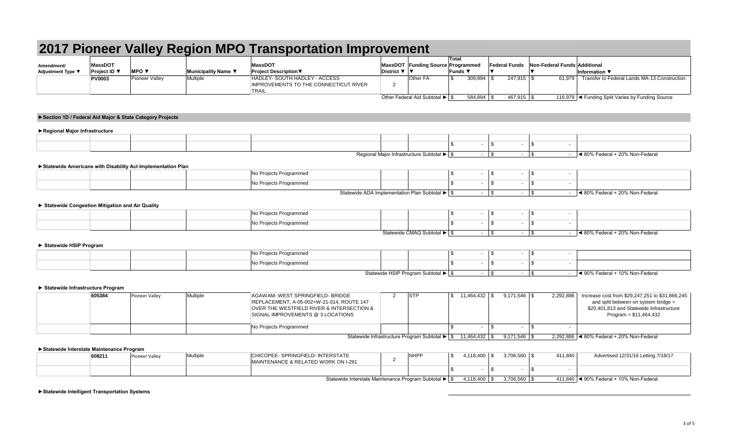# 2017 Pioneer Valley Region MPO Transportation Improvement

| Amendment/ Adjustment Type ▼ | MassDOT Project ID ▼ | MPO ▼ | Municipality Name ▼ | MassDOT Project Description▼ | MassDOT District ▼ | Funding Source ▼ | Total Programmed Funds ▼ | Federal Funds ▼ | Non-Federal Funds ▼ | Additional Information ▼ |
|---|---|---|---|---|---|---|---|---|---|---|
| | PV0003 | Pioneer Valley | Multiple | HADLEY- SOUTH HADLEY - ACCESS IMPROVEMENTS TO THE CONNECTICUT RIVER TRAIL | 2 | Other FA | $ 309,894 | $ 247,915 | $ 61,979 | Transfer to Federal Lands MA-13 Construction |
| | | | | | | Other Federal Aid Subtotal ► | $ 584,894 | $ 467,915 | $ 116,979 | ◄ Funding Split Varies by Funding Source |

## ►Section 1D / Federal Aid Major & State Category Projects

### ►Regional Major Infrastructure

| Amendment/ Adjustment Type | MassDOT Project ID | MPO | Municipality Name | MassDOT Project Description | MassDOT District | Funding Source | Total Programmed Funds | Federal Funds | Non-Federal Funds | Additional Information |
|---|---|---|---|---|---|---|---|---|---|---|
| | | | | | | | | | | |
| | | | | | | | $ - | $ - | $ - | |
| | | | | | | Regional Major Infrastructure Subtotal ► | $ - | $ - | $ - | ◄ 80% Federal + 20% Non-Federal |

### ►Statewide Americans with Disability Act Implementation Plan

| Amendment/ Adjustment Type | MassDOT Project ID | MPO | Municipality Name | MassDOT Project Description | MassDOT District | Funding Source | Total Programmed Funds | Federal Funds | Non-Federal Funds | Additional Information |
|---|---|---|---|---|---|---|---|---|---|---|
| | | | | No Projects Programmed | | | $ - | $ - | $ - | |
| | | | | No Projects Programmed | | | $ - | $ - | $ - | |
| | | | | | | Statewide ADA Implementation Plan Subtotal ► | $ - | $ - | $ - | ◄ 80% Federal + 20% Non-Federal |

### ► Statewide Congestion Mitigation and Air Quality

| Amendment/ Adjustment Type | MassDOT Project ID | MPO | Municipality Name | MassDOT Project Description | MassDOT District | Funding Source | Total Programmed Funds | Federal Funds | Non-Federal Funds | Additional Information |
|---|---|---|---|---|---|---|---|---|---|---|
| | | | | No Projects Programmed | | | $ - | $ - | $ - | |
| | | | | No Projects Programmed | | | $ - | $ - | $ - | |
| | | | | | | Statewide CMAQ Subtotal ► | $ - | $ - | $ - | ◄ 80% Federal + 20% Non-Federal |

### ► Statewide HSIP Program

| Amendment/ Adjustment Type | MassDOT Project ID | MPO | Municipality Name | MassDOT Project Description | MassDOT District | Funding Source | Total Programmed Funds | Federal Funds | Non-Federal Funds | Additional Information |
|---|---|---|---|---|---|---|---|---|---|---|
| | | | | No Projects Programmed | | | $ - | $ - | $ - | |
| | | | | No Projects Programmed | | | $ - | $ - | $ - | |
| | | | | | | Statewide HSIP Program Subtotal ► | $ - | $ - | $ - | ◄ 90% Federal + 10% Non-Federal |

### ► Statewide Infrastructure Program

| Amendment/ Adjustment Type | MassDOT Project ID | MPO | Municipality Name | MassDOT Project Description | MassDOT District | Funding Source | Total Programmed Funds | Federal Funds | Non-Federal Funds | Additional Information |
|---|---|---|---|---|---|---|---|---|---|---|
| | 605384 | Pioneer Valley | Multiple | AGAWAM- WEST SPRINGFIELD- BRIDGE REPLACEMENT, A-05-002=W-21-014, ROUTE 147 OVER THE WESTFIELD RIVER & INTERSECTION & SIGNAL IMPROVEMENTS @ 3 LOCATIONS | 2 | STP | $ 11,464,432 | $ 9,171,546 | $ 2,292,886 | Increase cost from $29,247,251 to $31,866,245 and split between on system bridge = $20,401,813 and Statewide Infrastructure Program = $11,464,432 |
| | | | | No Projects Programmed | | | $ - | $ - | $ - | |
| | | | | | | Statewide Infrastructure Program Subtotal ► | $ 11,464,432 | $ 9,171,546 | $ 2,292,886 | ◄ 80% Federal + 20% Non-Federal |

### ►Statewide Interstate Maintenance Program

| Amendment/ Adjustment Type | MassDOT Project ID | MPO | Municipality Name | MassDOT Project Description | MassDOT District | Funding Source | Total Programmed Funds | Federal Funds | Non-Federal Funds | Additional Information |
|---|---|---|---|---|---|---|---|---|---|---|
| | 608211 | Pioneer Valley | Multiple | CHICOPEE- SPRINGFIELD- INTERSTATE MAINTENANCE & RELATED WORK ON I-291 | 2 | NHPP | $ 4,118,400 | $ 3,706,560 | $ 411,840 | Advertised 12/31/16 Letting 7/18/17 |
| | | | | | | | $ - | $ - | $ - | |
| | | | | | | Statewide Interstate Maintenance Program Subtotal ► | $ 4,118,400 | $ 3,706,560 | $ 411,840 | ◄ 90% Federal + 10% Non-Federal |

### ►Statewide Intelligent Transportation Systems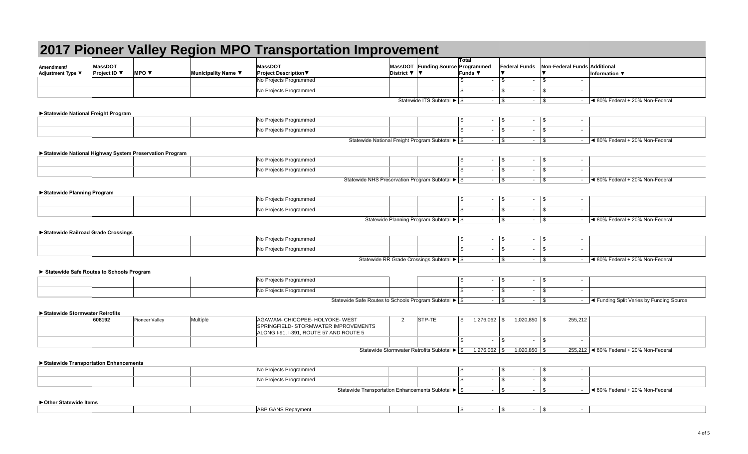# 2017 Pioneer Valley Region MPO Transportation Improvement

| Amendment/ Adjustment Type ▼ | MassDOT Project ID ▼ | MPO ▼ | Municipality Name ▼ | MassDOT Project Description▼ | MassDOT District ▼ | Funding Source ▼ | Total Programmed Funds ▼ | Federal Funds ▼ | Non-Federal Funds ▼ | Additional Information ▼ |
|---|---|---|---|---|---|---|---|---|---|---|
| | | | | No Projects Programmed | | | $ - | $ - | $ - | |
| | | | | No Projects Programmed | | | $ - | $ - | $ - | |
| | | | | | | Statewide ITS Subtotal ► | $ - | $ - | $ - | ◄ 80% Federal + 20% Non-Federal |
| **►Statewide National Freight Program** | | | | | | | | | | |
| | | | | No Projects Programmed | | | $ - | $ - | $ - | |
| | | | | No Projects Programmed | | | $ - | $ - | $ - | |
| | | | | | | Statewide National Freight Program Subtotal ► | $ - | $ - | $ - | ◄ 80% Federal + 20% Non-Federal |
| **►Statewide National Highway System Preservation Program** | | | | | | | | | | |
| | | | | No Projects Programmed | | | $ - | $ - | $ - | |
| | | | | No Projects Programmed | | | $ - | $ - | $ - | |
| | | | | | | Statewide NHS Preservation Program Subtotal ► | $ - | $ - | $ - | ◄ 80% Federal + 20% Non-Federal |
| **►Statewide Planning Program** | | | | | | | | | | |
| | | | | No Projects Programmed | | | $ - | $ - | $ - | |
| | | | | No Projects Programmed | | | $ - | $ - | $ - | |
| | | | | | | Statewide Planning Program Subtotal ► | $ - | $ - | $ - | ◄ 80% Federal + 20% Non-Federal |
| **►Statewide Railroad Grade Crossings** | | | | | | | | | | |
| | | | | No Projects Programmed | | | $ - | $ - | $ - | |
| | | | | No Projects Programmed | | | $ - | $ - | $ - | |
| | | | | | | Statewide RR Grade Crossings Subtotal ► | $ - | $ - | $ - | ◄ 80% Federal + 20% Non-Federal |
| **► Statewide Safe Routes to Schools Program** | | | | | | | | | | |
| | | | | No Projects Programmed | | | $ - | $ - | $ - | |
| | | | | No Projects Programmed | | | $ - | $ - | $ - | |
| | | | | | | Statewide Safe Routes to Schools Program Subtotal ► | $ - | $ - | $ - | ◄ Funding Split Varies by Funding Source |
| **►Statewide Stormwater Retrofits** | | | | | | | | | | |
| | 608192 | Pioneer Valley | Multiple | AGAWAM- CHICOPEE- HOLYOKE- WEST SPRINGFIELD- STORMWATER IMPROVEMENTS ALONG I-91, I-391, ROUTE 57 AND ROUTE 5 | 2 | STP-TE | $ 1,276,062 | $ 1,020,850 | $ 255,212 | |
| | | | | | | | $ - | $ - | $ - | |
| | | | | | | Statewide Stormwater Retrofits Subtotal ► | $ 1,276,062 | $ 1,020,850 | $ 255,212 | ◄ 80% Federal + 20% Non-Federal |
| **►Statewide Transportation Enhancements** | | | | | | | | | | |
| | | | | No Projects Programmed | | | $ - | $ - | $ - | |
| | | | | No Projects Programmed | | | $ - | $ - | $ - | |
| | | | | | | Statewide Transportation Enhancements Subtotal ► | $ - | $ - | $ - | ◄ 80% Federal + 20% Non-Federal |
| **►Other Statewide Items** | | | | | | | | | | |
| | | | | ABP GANS Repayment | | | $ - | $ - | $ - | |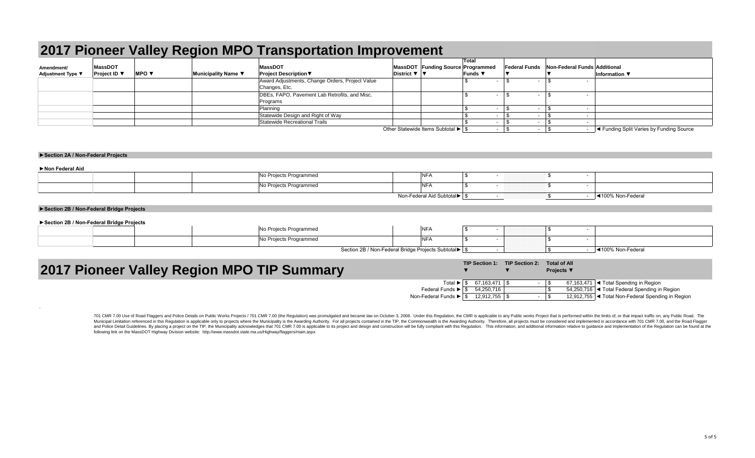# 2017 Pioneer Valley Region MPO Transportation Improvement

| Amendment/ Adjustment Type ▼ | MassDOT Project ID ▼ | MPO ▼ | Municipality Name ▼ | MassDOT Project Description▼ | MassDOT District ▼ | Funding Source ▼ | Total Programmed Funds ▼ | Federal Funds ▼ | Non-Federal Funds ▼ | Additional Information ▼ |
|---|---|---|---|---|---|---|---|---|---|---|
| | | | | Award Adjustments, Change Orders, Project Value Changes, Etc. | | | $ - | $ - | $ - | |
| | | | | DBEs, FAPO, Pavement Lab Retrofits, and Misc. Programs | | | $ - | $ - | $ - | |
| | | | | Planning | | | $ - | $ - | $ - | |
| | | | | Statewide Design and Right of Way | | | $ - | $ - | $ - | |
| | | | | Statewide Recreational Trails | | | $ - | $ - | $ - | |
| | | | | | | Other Statewide Items Subtotal ► | $ - | $ - | $ - | ◄ Funding Split Varies by Funding Source |

**►Section 2A / Non-Federal Projects**

**►Non Federal Aid**

| | | | | | | | | | | |
|---|---|---|---|---|---|---|---|---|---|---|
| | | | | No Projects Programmed | | NFA | $ - | | $ - | |
| | | | | No Projects Programmed | | NFA | $ - | | $ - | |
| | | | | | | Non-Federal Aid Subtotal► | $ - | | $ - | ◄100% Non-Federal |

**►Section 2B / Non-Federal Bridge Projects**

**►Section 2B / Non-Federal Bridge Projects**

| | | | | | | | | | | |
|---|---|---|---|---|---|---|---|---|---|---|
| | | | | No Projects Programmed | | NFA | $ - | | $ - | |
| | | | | No Projects Programmed | | NFA | $ - | | $ - | |
| | | | | | | Section 2B / Non-Federal Bridge Projects Subtotal► | $ - | | $ - | ◄100% Non-Federal |

# 2017 Pioneer Valley Region MPO TIP Summary

| | TIP Section 1: ▼ | TIP Section 2: ▼ | Total of All Projects ▼ | |
|---|---|---|---|---|
| Total ► | $ 67,163,471 | $ - | $ 67,163,471 | ◄ Total Spending in Region |
| Federal Funds ► | $ 54,250,716 | | $ 54,250,716 | ◄ Total Federal Spending in Region |
| Non-Federal Funds ► | $ 12,912,755 | $ - | $ 12,912,755 | ◄ Total Non-Federal Spending in Region |

701 CMR 7.00 Use of Road Flaggers and Police Details on Public Works Projects / 701 CMR 7.00 (the Regulation) was promulgated and became law on October 3, 2008. Under this Regulation, the CMR is applicable to any Public works Project that is performed within the limits of, or that impact traffic on, any Public Road. The Municipal Limitation referenced in this Regulation is applicable only to projects where the Municipality is the Awarding Authority. For all projects contained in the TIP, the Commonwealth is the Awarding Authority. Therefore, all projects must be considered and implemented in accordance with 701 CMR 7.00, and the Road Flagger and Police Detail Guidelines. By placing a project on the TIP, the Municipality acknowledges that 701 CMR 7.00 is applicable to its project and design and construction will be fully compliant with this Regulation. This information, and additional information relative to guidance and implementation of the Regulation can be found at the following link on the MassDOT Highway Division website: http://www.massdot.state.ma.us/Highway/flaggers/main.aspx